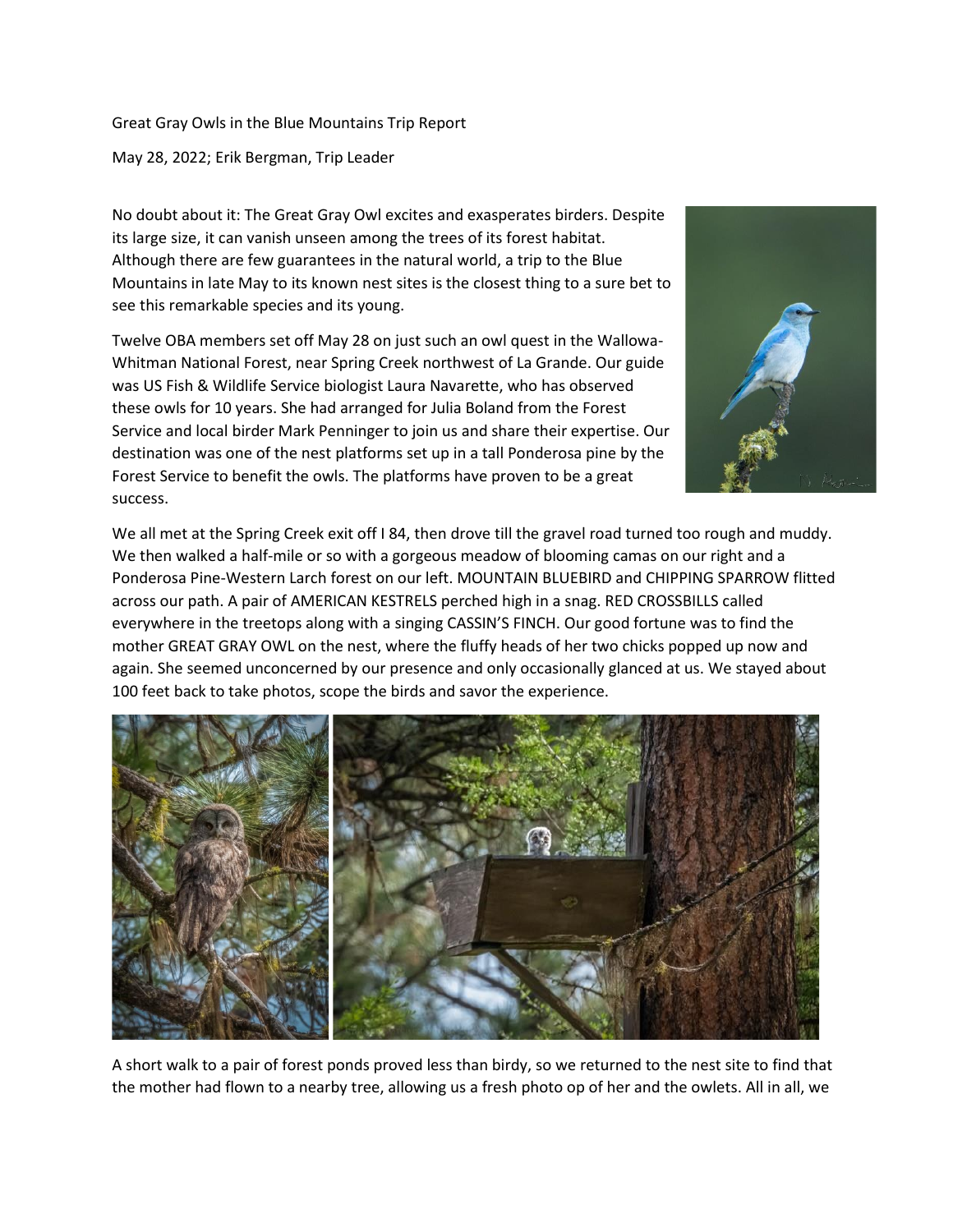Great Gray Owls in the Blue Mountains Trip Report

May 28, 2022; Erik Bergman, Trip Leader

No doubt about it: The Great Gray Owl excites and exasperates birders. Despite its large size, it can vanish unseen among the trees of its forest habitat. Although there are few guarantees in the natural world, a trip to the Blue Mountains in late May to its known nest sites is the closest thing to a sure bet to see this remarkable species and its young.

Twelve OBA members set off May 28 on just such an owl quest in the Wallowa-Whitman National Forest, near Spring Creek northwest of La Grande. Our guide was US Fish & Wildlife Service biologist Laura Navarette, who has observed these owls for 10 years. She had arranged for Julia Boland from the Forest Service and local birder Mark Penninger to join us and share their expertise. Our destination was one of the nest platforms set up in a tall Ponderosa pine by the Forest Service to benefit the owls. The platforms have proven to be a great success.

We all met at the Spring Creek exit off I 84, then drove till the gravel road turned too rough and muddy. We then walked a half-mile or so with a gorgeous meadow of blooming camas on our right and a Ponderosa Pine-Western Larch forest on our left. MOUNTAIN BLUEBIRD and CHIPPING SPARROW flitted across our path. A pair of AMERICAN KESTRELS perched high in a snag. RED CROSSBILLS called everywhere in the treetops along with a singing CASSIN'S FINCH. Our good fortune was to find the mother GREAT GRAY OWL on the nest, where the fluffy heads of her two chicks popped up now and again. She seemed unconcerned by our presence and only occasionally glanced at us. We stayed about 100 feet back to take photos, scope the birds and savor the experience.

A short walk to a pair of forest ponds proved less than birdy, so we returned to the nest site to find that the mother had flown to a nearby tree, allowing us a fresh photo op of her and the owlets. All in all, we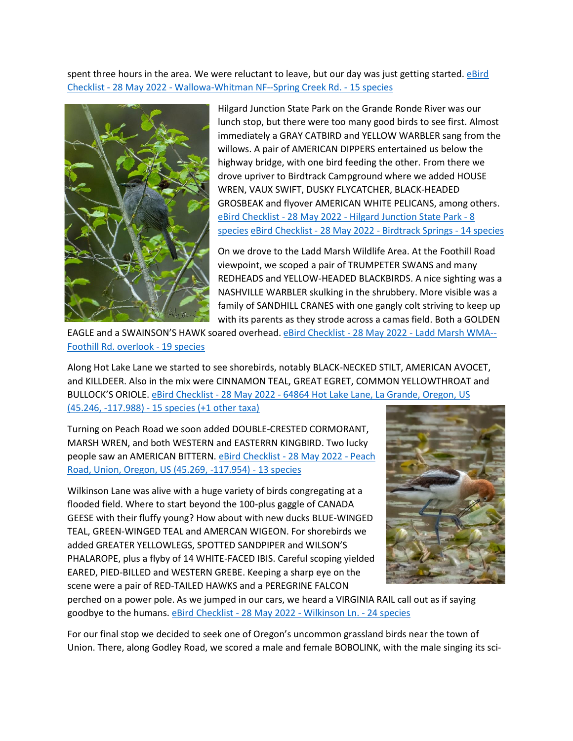spent three hours in the area. We were reluctant to leave, but our day was just getting started. eBird Checklist - 28 May 2022 - Wallowa-Whitman NF--Spring Creek Rd. - 15 species

Hilgard Junction State Park on the Grande Ronde River was our lunch stop, but there were too many good birds to see first. Almost immediately a GRAY CATBIRD and YELLOW WARBLER sang from the willows. A pair of AMERICAN DIPPERS entertained us below the highway bridge, with one bird feeding the other. From there we drove upriver to Birdtrack Campground where we added HOUSE WREN, VAUX SWIFT, DUSKY FLYCATCHER, BLACK-HEADED GROSBEAK and flyover AMERICAN WHITE PELICANS, among others. eBird Checklist - 28 May 2022 - Hilgard Junction State Park - 8 species eBird Checklist - 28 May 2022 - Birdtrack Springs - 14 species

On we drove to the Ladd Marsh Wildlife Area. At the Foothill Road viewpoint, we scoped a pair of TRUMPETER SWANS and many REDHEADS and YELLOW-HEADED BLACKBIRDS. A nice sighting was a NASHVILLE WARBLER skulking in the shrubbery. More visible was a family of SANDHILL CRANES with one gangly colt striving to keep up with its parents as they strode across a camas field. Both a GOLDEN EAGLE and a SWAINSON'S HAWK soared overhead. eBird Checklist - 28 May 2022 - Ladd Marsh WMA--Foothill Rd. overlook - 19 species

Along Hot Lake Lane we started to see shorebirds, notably BLACK-NECKED STILT, AMERICAN AVOCET, and KILLDEER. Also in the mix were CINNAMON TEAL, GREAT EGRET, COMMON YELLOWTHROAT and BULLOCK'S ORIOLE. eBird Checklist - 28 May 2022 - 64864 Hot Lake Lane, La Grande, Oregon, US (45.246, -117.988) - 15 species (+1 other taxa)

Turning on Peach Road we soon added DOUBLE-CRESTED CORMORANT, MARSH WREN, and both WESTERN and EASTERRN KINGBIRD. Two lucky people saw an AMERICAN BITTERN. eBird Checklist - 28 May 2022 - Peach Road, Union, Oregon, US (45.269, -117.954) - 13 species

Wilkinson Lane was alive with a huge variety of birds congregating at a flooded field. Where to start beyond the 100-plus gaggle of CANADA GEESE with their fluffy young? How about with new ducks BLUE-WINGED TEAL, GREEN-WINGED TEAL and AMERCAN WIGEON. For shorebirds we added GREATER YELLOWLEGS, SPOTTED SANDPIPER and WILSON'S PHALAROPE, plus a flyby of 14 WHITE-FACED IBIS. Careful scoping yielded EARED, PIED-BILLED and WESTERN GREBE. Keeping a sharp eye on the scene were a pair of RED-TAILED HAWKS and a PEREGRINE FALCON perched on a power pole. As we jumped in our cars, we heard a VIRGINIA RAIL call out as if saying goodbye to the humans. eBird Checklist - 28 May 2022 - Wilkinson Ln. - 24 species

For our final stop we decided to seek one of Oregon's uncommon grassland birds near the town of Union. There, along Godley Road, we scored a male and female BOBOLINK, with the male singing its sci-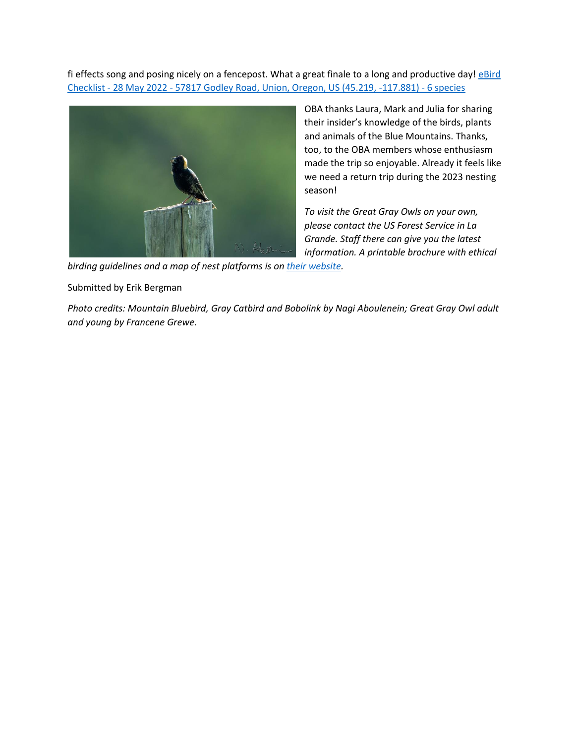fi effects song and posing nicely on a fencepost. What a great finale to a long and productive day! [eBird Checklist - 28 May 2022 - 57817 Godley Road, Union, Oregon, US (45.219, -117.881) - 6 species]

OBA thanks Laura, Mark and Julia for sharing their insider's knowledge of the birds, plants and animals of the Blue Mountains. Thanks, too, to the OBA members whose enthusiasm made the trip so enjoyable. Already it feels like we need a return trip during the 2023 nesting season!

*To visit the Great Gray Owls on your own, please contact the US Forest Service in La Grande. Staff there can give you the latest information. A printable brochure with ethical birding guidelines and a map of nest platforms is on [their website].*

Submitted by Erik Bergman

*Photo credits: Mountain Bluebird, Gray Catbird and Bobolink by Nagi Aboulenein; Great Gray Owl adult and young by Francene Grewe.*